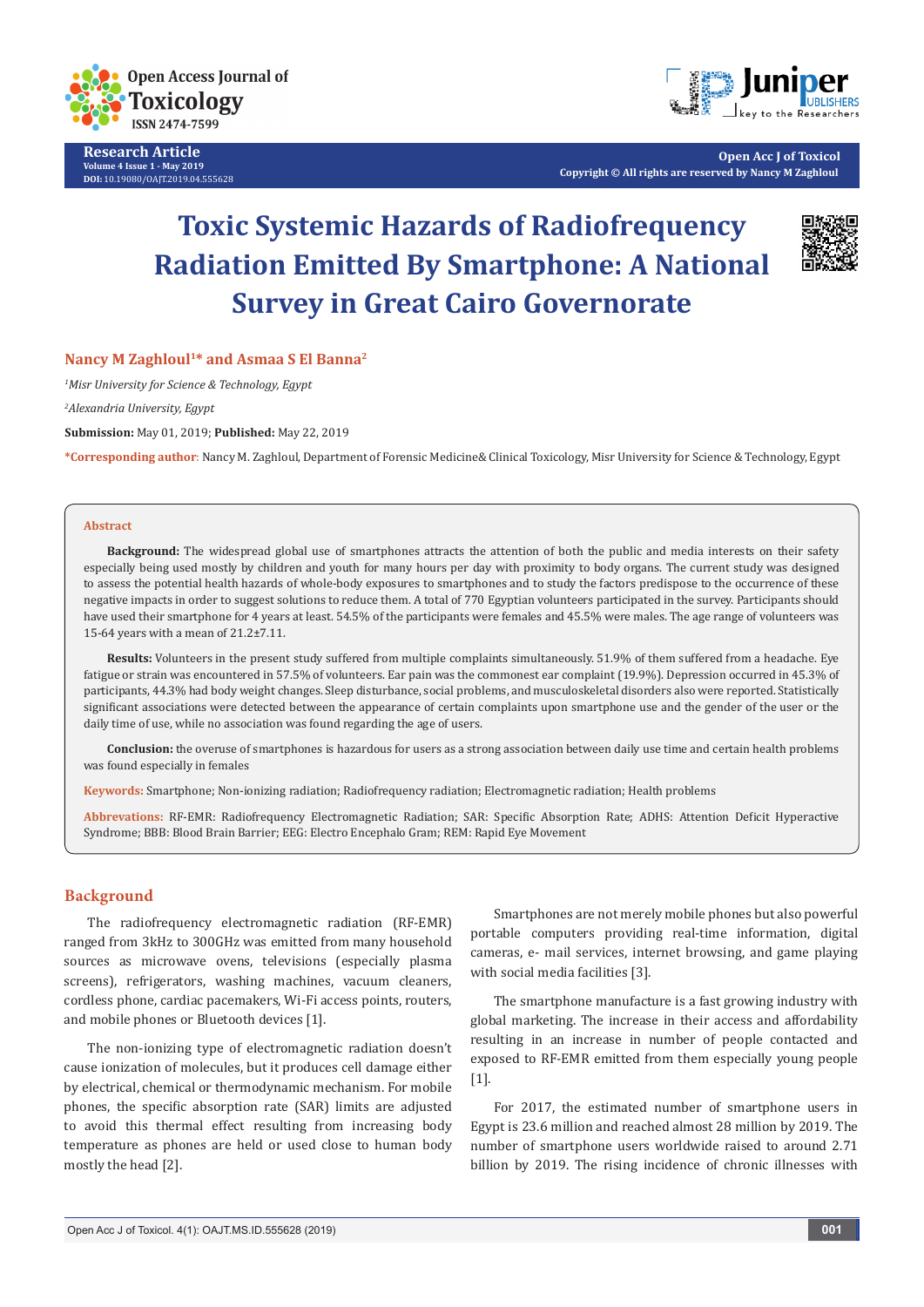Research Article
Volume 4 Issue 1 - May 2019
DOI: 10.19080/OAJT.2019.04.555628

Open Acc J of Toxicol
Copyright © All rights are reserved by Nancy M Zaghloul

# Toxic Systemic Hazards of Radiofrequency Radiation Emitted By Smartphone: A National Survey in Great Cairo Governorate

**Nancy M Zaghloul[1]* and Asmaa S El Banna[2]**

*[1]Misr University for Science & Technology, Egypt*

*[2]Alexandria University, Egypt*

**Submission:** May 01, 2019; **Published:** May 22, 2019

***Corresponding author**: Nancy M. Zaghloul, Department of Forensic Medicine& Clinical Toxicology, Misr University for Science & Technology, Egypt

## Abstract

**Background:** The widespread global use of smartphones attracts the attention of both the public and media interests on their safety especially being used mostly by children and youth for many hours per day with proximity to body organs. The current study was designed to assess the potential health hazards of whole-body exposures to smartphones and to study the factors predispose to the occurrence of these negative impacts in order to suggest solutions to reduce them. A total of 770 Egyptian volunteers participated in the survey. Participants should have used their smartphone for 4 years at least. 54.5% of the participants were females and 45.5% were males. The age range of volunteers was 15-64 years with a mean of 21.2±7.11.

**Results:** Volunteers in the present study suffered from multiple complaints simultaneously. 51.9% of them suffered from a headache. Eye fatigue or strain was encountered in 57.5% of volunteers. Ear pain was the commonest ear complaint (19.9%). Depression occurred in 45.3% of participants, 44.3% had body weight changes. Sleep disturbance, social problems, and musculoskeletal disorders also were reported. Statistically significant associations were detected between the appearance of certain complaints upon smartphone use and the gender of the user or the daily time of use, while no association was found regarding the age of users.

**Conclusion:** the overuse of smartphones is hazardous for users as a strong association between daily use time and certain health problems was found especially in females

**Keywords:** Smartphone; Non-ionizing radiation; Radiofrequency radiation; Electromagnetic radiation; Health problems

**Abbrevations:** RF-EMR: Radiofrequency Electromagnetic Radiation; SAR: Specific Absorption Rate; ADHS: Attention Deficit Hyperactive Syndrome; BBB: Blood Brain Barrier; EEG: Electro Encephalo Gram; REM: Rapid Eye Movement

## Background

The radiofrequency electromagnetic radiation (RF-EMR) ranged from 3kHz to 300GHz was emitted from many household sources as microwave ovens, televisions (especially plasma screens), refrigerators, washing machines, vacuum cleaners, cordless phone, cardiac pacemakers, Wi-Fi access points, routers, and mobile phones or Bluetooth devices [1].

The non-ionizing type of electromagnetic radiation doesn't cause ionization of molecules, but it produces cell damage either by electrical, chemical or thermodynamic mechanism. For mobile phones, the specific absorption rate (SAR) limits are adjusted to avoid this thermal effect resulting from increasing body temperature as phones are held or used close to human body mostly the head [2].

Smartphones are not merely mobile phones but also powerful portable computers providing real-time information, digital cameras, e- mail services, internet browsing, and game playing with social media facilities [3].

The smartphone manufacture is a fast growing industry with global marketing. The increase in their access and affordability resulting in an increase in number of people contacted and exposed to RF-EMR emitted from them especially young people [1].

For 2017, the estimated number of smartphone users in Egypt is 23.6 million and reached almost 28 million by 2019. The number of smartphone users worldwide raised to around 2.71 billion by 2019. The rising incidence of chronic illnesses with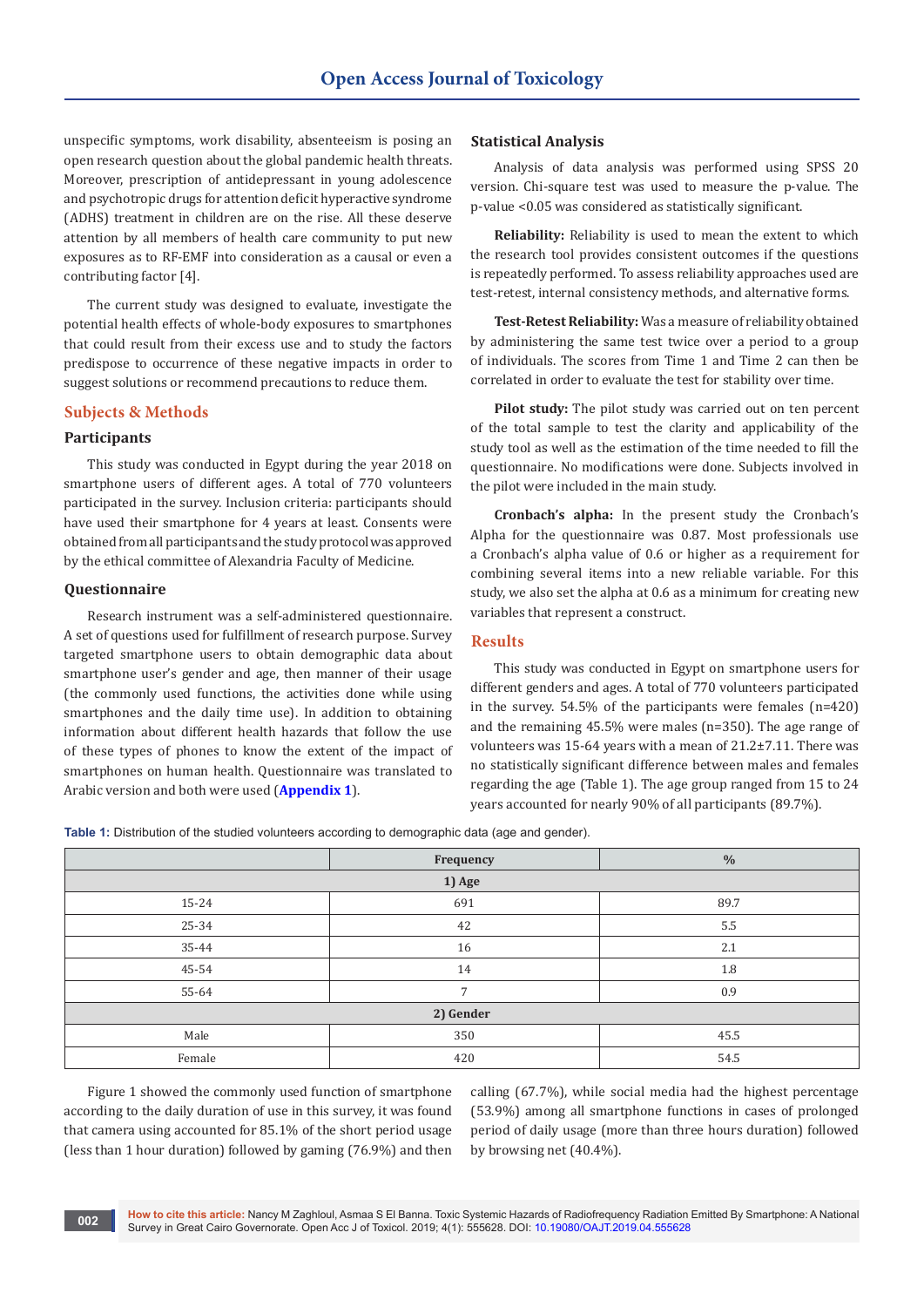unspecific symptoms, work disability, absenteeism is posing an open research question about the global pandemic health threats. Moreover, prescription of antidepressant in young adolescence and psychotropic drugs for attention deficit hyperactive syndrome (ADHS) treatment in children are on the rise. All these deserve attention by all members of health care community to put new exposures as to RF-EMF into consideration as a causal or even a contributing factor [4].

The current study was designed to evaluate, investigate the potential health effects of whole-body exposures to smartphones that could result from their excess use and to study the factors predispose to occurrence of these negative impacts in order to suggest solutions or recommend precautions to reduce them.

## Subjects & Methods

### Participants

This study was conducted in Egypt during the year 2018 on smartphone users of different ages. A total of 770 volunteers participated in the survey. Inclusion criteria: participants should have used their smartphone for 4 years at least. Consents were obtained from all participants and the study protocol was approved by the ethical committee of Alexandria Faculty of Medicine.

### Questionnaire

Research instrument was a self-administered questionnaire. A set of questions used for fulfillment of research purpose. Survey targeted smartphone users to obtain demographic data about smartphone user's gender and age, then manner of their usage (the commonly used functions, the activities done while using smartphones and the daily time use). In addition to obtaining information about different health hazards that follow the use of these types of phones to know the extent of the impact of smartphones on human health. Questionnaire was translated to Arabic version and both were used (**Appendix 1**).

### Statistical Analysis

Analysis of data analysis was performed using SPSS 20 version. Chi-square test was used to measure the p-value. The p-value <0.05 was considered as statistically significant.

**Reliability:** Reliability is used to mean the extent to which the research tool provides consistent outcomes if the questions is repeatedly performed. To assess reliability approaches used are test-retest, internal consistency methods, and alternative forms.

**Test-Retest Reliability:** Was a measure of reliability obtained by administering the same test twice over a period to a group of individuals. The scores from Time 1 and Time 2 can then be correlated in order to evaluate the test for stability over time.

**Pilot study:** The pilot study was carried out on ten percent of the total sample to test the clarity and applicability of the study tool as well as the estimation of the time needed to fill the questionnaire. No modifications were done. Subjects involved in the pilot were included in the main study.

**Cronbach's alpha:** In the present study the Cronbach's Alpha for the questionnaire was 0.87. Most professionals use a Cronbach's alpha value of 0.6 or higher as a requirement for combining several items into a new reliable variable. For this study, we also set the alpha at 0.6 as a minimum for creating new variables that represent a construct.

## Results

This study was conducted in Egypt on smartphone users for different genders and ages. A total of 770 volunteers participated in the survey. 54.5% of the participants were females (n=420) and the remaining 45.5% were males (n=350). The age range of volunteers was 15-64 years with a mean of 21.2±7.11. There was no statistically significant difference between males and females regarding the age (Table 1). The age group ranged from 15 to 24 years accounted for nearly 90% of all participants (89.7%).

**Table 1:** Distribution of the studied volunteers according to demographic data (age and gender).

| | Frequency | % |
|---|---|---|
| **1) Age** | | |
| 15-24 | 691 | 89.7 |
| 25-34 | 42 | 5.5 |
| 35-44 | 16 | 2.1 |
| 45-54 | 14 | 1.8 |
| 55-64 | 7 | 0.9 |
| **2) Gender** | | |
| Male | 350 | 45.5 |
| Female | 420 | 54.5 |

Figure 1 showed the commonly used function of smartphone according to the daily duration of use in this survey, it was found that camera using accounted for 85.1% of the short period usage (less than 1 hour duration) followed by gaming (76.9%) and then calling (67.7%), while social media had the highest percentage (53.9%) among all smartphone functions in cases of prolonged period of daily usage (more than three hours duration) followed by browsing net (40.4%).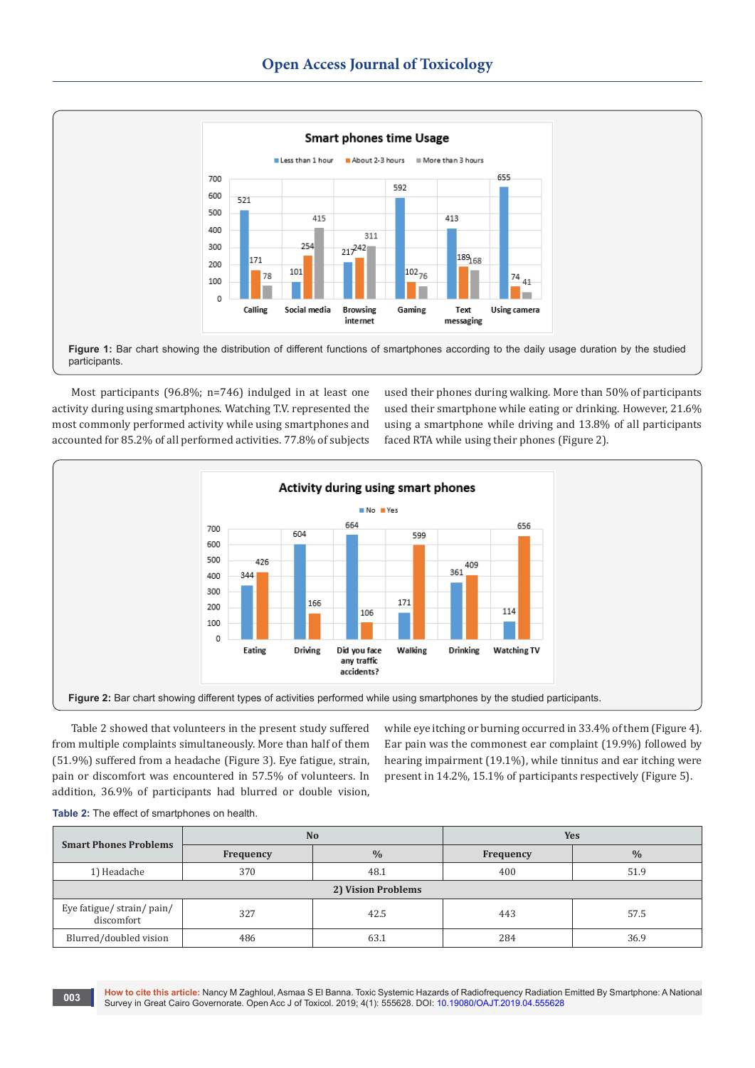Figure 1: Bar chart showing the distribution of different functions of smartphones according to the daily usage duration by the studied participants.

Most participants (96.8%; n=746) indulged in at least one activity during using smartphones. Watching T.V. represented the most commonly performed activity while using smartphones and accounted for 85.2% of all performed activities. 77.8% of subjects used their phones during walking. More than 50% of participants used their smartphone while eating or drinking. However, 21.6% using a smartphone while driving and 13.8% of all participants faced RTA while using their phones (Figure 2).

Figure 2: Bar chart showing different types of activities performed while using smartphones by the studied participants.

Table 2 showed that volunteers in the present study suffered from multiple complaints simultaneously. More than half of them (51.9%) suffered from a headache (Figure 3). Eye fatigue, strain, pain or discomfort was encountered in 57.5% of volunteers. In addition, 36.9% of participants had blurred or double vision, while eye itching or burning occurred in 33.4% of them (Figure 4). Ear pain was the commonest ear complaint (19.9%) followed by hearing impairment (19.1%), while tinnitus and ear itching were present in 14.2%, 15.1% of participants respectively (Figure 5).

**Table 2:** The effect of smartphones on health.

| Smart Phones Problems | No | | Yes | |
|---|---|---|---|---|
| | Frequency | % | Frequency | % |
| 1) Headache | 370 | 48.1 | 400 | 51.9 |
| **2) Vision Problems** | | | | |
| Eye fatigue/ strain/ pain/ discomfort | 327 | 42.5 | 443 | 57.5 |
| Blurred/doubled vision | 486 | 63.1 | 284 | 36.9 |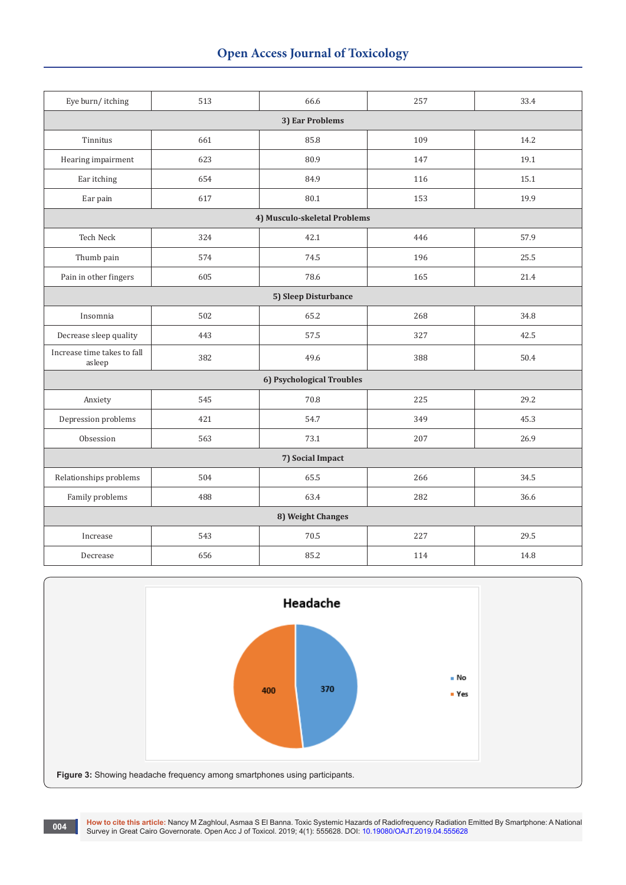| | | | | |
|---|---|---|---|---|
| Eye burn/ itching | 513 | 66.6 | 257 | 33.4 |
| **3) Ear Problems** | | | | |
| Tinnitus | 661 | 85.8 | 109 | 14.2 |
| Hearing impairment | 623 | 80.9 | 147 | 19.1 |
| Ear itching | 654 | 84.9 | 116 | 15.1 |
| Ear pain | 617 | 80.1 | 153 | 19.9 |
| **4) Musculo-skeletal Problems** | | | | |
| Tech Neck | 324 | 42.1 | 446 | 57.9 |
| Thumb pain | 574 | 74.5 | 196 | 25.5 |
| Pain in other fingers | 605 | 78.6 | 165 | 21.4 |
| **5) Sleep Disturbance** | | | | |
| Insomnia | 502 | 65.2 | 268 | 34.8 |
| Decrease sleep quality | 443 | 57.5 | 327 | 42.5 |
| Increase time takes to fall asleep | 382 | 49.6 | 388 | 50.4 |
| **6) Psychological Troubles** | | | | |
| Anxiety | 545 | 70.8 | 225 | 29.2 |
| Depression problems | 421 | 54.7 | 349 | 45.3 |
| Obsession | 563 | 73.1 | 207 | 26.9 |
| **7) Social Impact** | | | | |
| Relationships problems | 504 | 65.5 | 266 | 34.5 |
| Family problems | 488 | 63.4 | 282 | 36.6 |
| **8) Weight Changes** | | | | |
| Increase | 543 | 70.5 | 227 | 29.5 |
| Decrease | 656 | 85.2 | 114 | 14.8 |

**Figure 3:** Showing headache frequency among smartphones using participants.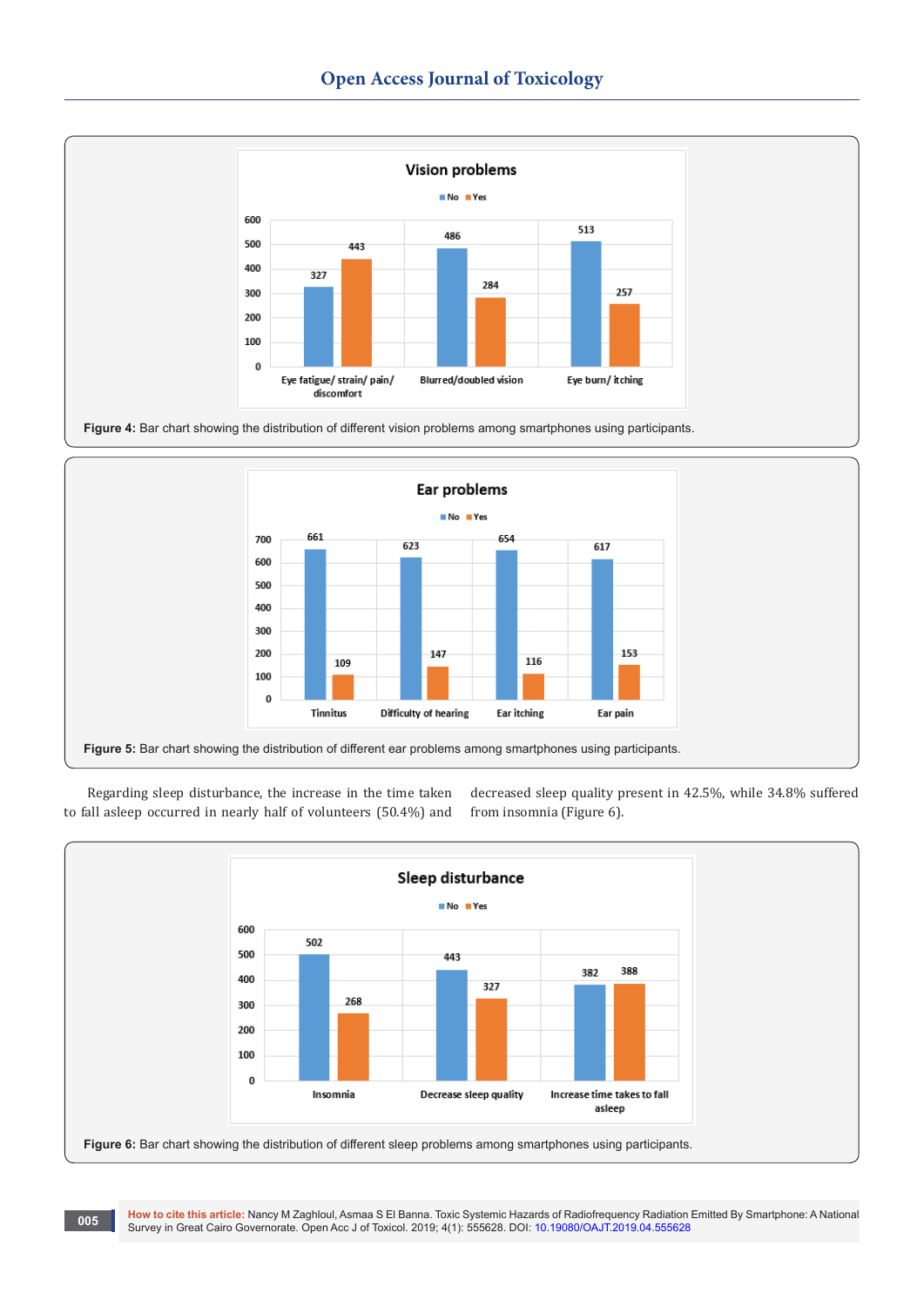**Figure 4:** Bar chart showing the distribution of different vision problems among smartphones using participants.

**Figure 5:** Bar chart showing the distribution of different ear problems among smartphones using participants.

Regarding sleep disturbance, the increase in the time taken to fall asleep occurred in nearly half of volunteers (50.4%) and decreased sleep quality present in 42.5%, while 34.8% suffered from insomnia (Figure 6).

**Figure 6:** Bar chart showing the distribution of different sleep problems among smartphones using participants.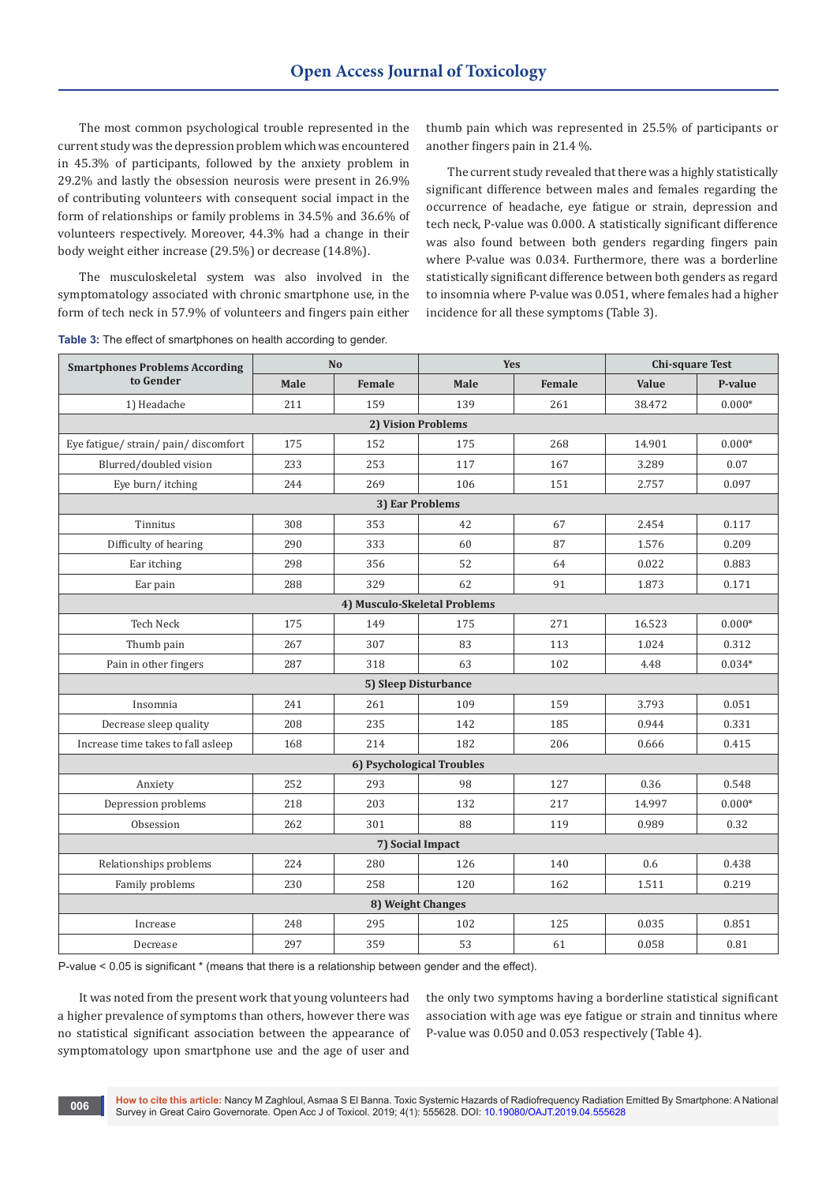The most common psychological trouble represented in the current study was the depression problem which was encountered in 45.3% of participants, followed by the anxiety problem in 29.2% and lastly the obsession neurosis were present in 26.9% of contributing volunteers with consequent social impact in the form of relationships or family problems in 34.5% and 36.6% of volunteers respectively. Moreover, 44.3% had a change in their body weight either increase (29.5%) or decrease (14.8%).

The musculoskeletal system was also involved in the symptomatology associated with chronic smartphone use, in the form of tech neck in 57.9% of volunteers and fingers pain either thumb pain which was represented in 25.5% of participants or another fingers pain in 21.4 %.

The current study revealed that there was a highly statistically significant difference between males and females regarding the occurrence of headache, eye fatigue or strain, depression and tech neck, P-value was 0.000. A statistically significant difference was also found between both genders regarding fingers pain where P-value was 0.034. Furthermore, there was a borderline statistically significant difference between both genders as regard to insomnia where P-value was 0.051, where females had a higher incidence for all these symptoms (Table 3).

**Table 3:** The effect of smartphones on health according to gender.

| Smartphones Problems According to Gender | No | | Yes | | Chi-square Test | |
|---|---|---|---|---|---|---|
| | Male | Female | Male | Female | Value | P-value |
| 1) Headache | 211 | 159 | 139 | 261 | 38.472 | 0.000* |
| **2) Vision Problems** | | | | | | |
| Eye fatigue/ strain/ pain/ discomfort | 175 | 152 | 175 | 268 | 14.901 | 0.000* |
| Blurred/doubled vision | 233 | 253 | 117 | 167 | 3.289 | 0.07 |
| Eye burn/ itching | 244 | 269 | 106 | 151 | 2.757 | 0.097 |
| **3) Ear Problems** | | | | | | |
| Tinnitus | 308 | 353 | 42 | 67 | 2.454 | 0.117 |
| Difficulty of hearing | 290 | 333 | 60 | 87 | 1.576 | 0.209 |
| Ear itching | 298 | 356 | 52 | 64 | 0.022 | 0.883 |
| Ear pain | 288 | 329 | 62 | 91 | 1.873 | 0.171 |
| **4) Musculo-Skeletal Problems** | | | | | | |
| Tech Neck | 175 | 149 | 175 | 271 | 16.523 | 0.000* |
| Thumb pain | 267 | 307 | 83 | 113 | 1.024 | 0.312 |
| Pain in other fingers | 287 | 318 | 63 | 102 | 4.48 | 0.034* |
| **5) Sleep Disturbance** | | | | | | |
| Insomnia | 241 | 261 | 109 | 159 | 3.793 | 0.051 |
| Decrease sleep quality | 208 | 235 | 142 | 185 | 0.944 | 0.331 |
| Increase time takes to fall asleep | 168 | 214 | 182 | 206 | 0.666 | 0.415 |
| **6) Psychological Troubles** | | | | | | |
| Anxiety | 252 | 293 | 98 | 127 | 0.36 | 0.548 |
| Depression problems | 218 | 203 | 132 | 217 | 14.997 | 0.000* |
| Obsession | 262 | 301 | 88 | 119 | 0.989 | 0.32 |
| **7) Social Impact** | | | | | | |
| Relationships problems | 224 | 280 | 126 | 140 | 0.6 | 0.438 |
| Family problems | 230 | 258 | 120 | 162 | 1.511 | 0.219 |
| **8) Weight Changes** | | | | | | |
| Increase | 248 | 295 | 102 | 125 | 0.035 | 0.851 |
| Decrease | 297 | 359 | 53 | 61 | 0.058 | 0.81 |

P-value < 0.05 is significant * (means that there is a relationship between gender and the effect).

It was noted from the present work that young volunteers had a higher prevalence of symptoms than others, however there was no statistical significant association between the appearance of symptomatology upon smartphone use and the age of user and the only two symptoms having a borderline statistical significant association with age was eye fatigue or strain and tinnitus where P-value was 0.050 and 0.053 respectively (Table 4).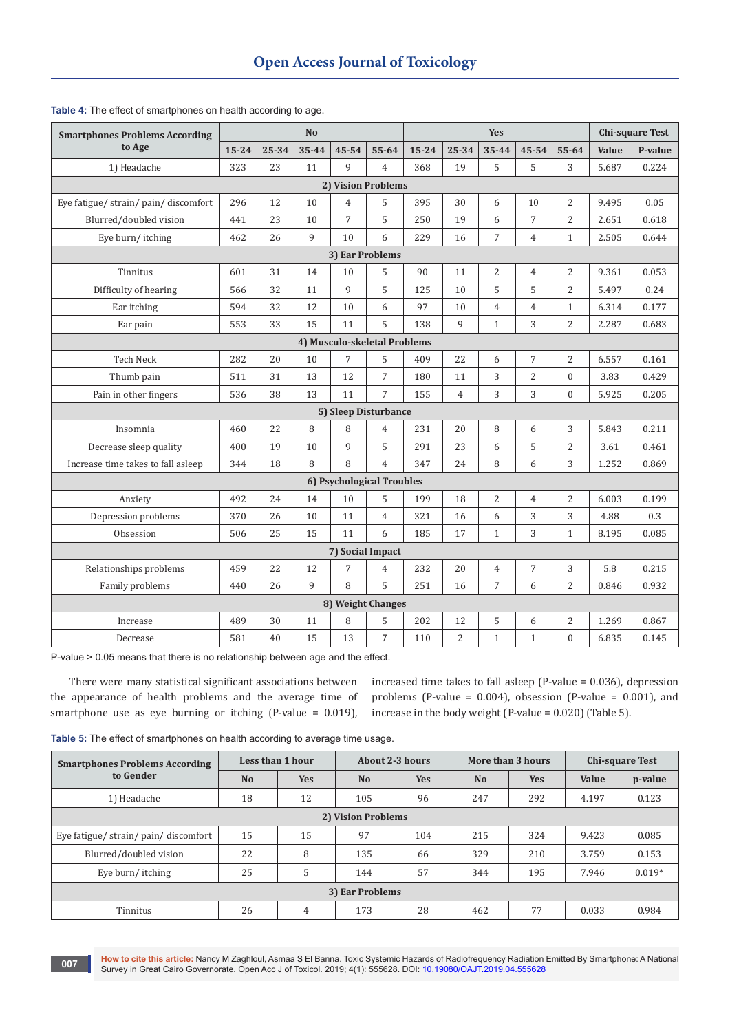**Table 4:** The effect of smartphones on health according to age.

| Smartphones Problems According to Age | No | | | | | Yes | | | | | Chi-square Test | |
|---|---|---|---|---|---|---|---|---|---|---|---|---|
| | 15-24 | 25-34 | 35-44 | 45-54 | 55-64 | 15-24 | 25-34 | 35-44 | 45-54 | 55-64 | Value | P-value |
| 1) Headache | 323 | 23 | 11 | 9 | 4 | 368 | 19 | 5 | 5 | 3 | 5.687 | 0.224 |
| **2) Vision Problems** | | | | | | | | | | | | |
| Eye fatigue/ strain/ pain/ discomfort | 296 | 12 | 10 | 4 | 5 | 395 | 30 | 6 | 10 | 2 | 9.495 | 0.05 |
| Blurred/doubled vision | 441 | 23 | 10 | 7 | 5 | 250 | 19 | 6 | 7 | 2 | 2.651 | 0.618 |
| Eye burn/ itching | 462 | 26 | 9 | 10 | 6 | 229 | 16 | 7 | 4 | 1 | 2.505 | 0.644 |
| **3) Ear Problems** | | | | | | | | | | | | |
| Tinnitus | 601 | 31 | 14 | 10 | 5 | 90 | 11 | 2 | 4 | 2 | 9.361 | 0.053 |
| Difficulty of hearing | 566 | 32 | 11 | 9 | 5 | 125 | 10 | 5 | 5 | 2 | 5.497 | 0.24 |
| Ear itching | 594 | 32 | 12 | 10 | 6 | 97 | 10 | 4 | 4 | 1 | 6.314 | 0.177 |
| Ear pain | 553 | 33 | 15 | 11 | 5 | 138 | 9 | 1 | 3 | 2 | 2.287 | 0.683 |
| **4) Musculo-skeletal Problems** | | | | | | | | | | | | |
| Tech Neck | 282 | 20 | 10 | 7 | 5 | 409 | 22 | 6 | 7 | 2 | 6.557 | 0.161 |
| Thumb pain | 511 | 31 | 13 | 12 | 7 | 180 | 11 | 3 | 2 | 0 | 3.83 | 0.429 |
| Pain in other fingers | 536 | 38 | 13 | 11 | 7 | 155 | 4 | 3 | 3 | 0 | 5.925 | 0.205 |
| **5) Sleep Disturbance** | | | | | | | | | | | | |
| Insomnia | 460 | 22 | 8 | 8 | 4 | 231 | 20 | 8 | 6 | 3 | 5.843 | 0.211 |
| Decrease sleep quality | 400 | 19 | 10 | 9 | 5 | 291 | 23 | 6 | 5 | 2 | 3.61 | 0.461 |
| Increase time takes to fall asleep | 344 | 18 | 8 | 8 | 4 | 347 | 24 | 8 | 6 | 3 | 1.252 | 0.869 |
| **6) Psychological Troubles** | | | | | | | | | | | | |
| Anxiety | 492 | 24 | 14 | 10 | 5 | 199 | 18 | 2 | 4 | 2 | 6.003 | 0.199 |
| Depression problems | 370 | 26 | 10 | 11 | 4 | 321 | 16 | 6 | 3 | 3 | 4.88 | 0.3 |
| Obsession | 506 | 25 | 15 | 11 | 6 | 185 | 17 | 1 | 3 | 1 | 8.195 | 0.085 |
| **7) Social Impact** | | | | | | | | | | | | |
| Relationships problems | 459 | 22 | 12 | 7 | 4 | 232 | 20 | 4 | 7 | 3 | 5.8 | 0.215 |
| Family problems | 440 | 26 | 9 | 8 | 5 | 251 | 16 | 7 | 6 | 2 | 0.846 | 0.932 |
| **8) Weight Changes** | | | | | | | | | | | | |
| Increase | 489 | 30 | 11 | 8 | 5 | 202 | 12 | 5 | 6 | 2 | 1.269 | 0.867 |
| Decrease | 581 | 40 | 15 | 13 | 7 | 110 | 2 | 1 | 1 | 0 | 6.835 | 0.145 |

P-value > 0.05 means that there is no relationship between age and the effect.

There were many statistical significant associations between the appearance of health problems and the average time of smartphone use as eye burning or itching (P-value = 0.019), increased time takes to fall asleep (P-value = 0.036), depression problems (P-value = 0.004), obsession (P-value = 0.001), and increase in the body weight (P-value = 0.020) (Table 5).

**Table 5:** The effect of smartphones on health according to average time usage.

| Smartphones Problems According to Gender | Less than 1 hour | | About 2-3 hours | | More than 3 hours | | Chi-square Test | |
|---|---|---|---|---|---|---|---|---|
| | No | Yes | No | Yes | No | Yes | Value | p-value |
| 1) Headache | 18 | 12 | 105 | 96 | 247 | 292 | 4.197 | 0.123 |
| **2) Vision Problems** | | | | | | | | |
| Eye fatigue/ strain/ pain/ discomfort | 15 | 15 | 97 | 104 | 215 | 324 | 9.423 | 0.085 |
| Blurred/doubled vision | 22 | 8 | 135 | 66 | 329 | 210 | 3.759 | 0.153 |
| Eye burn/ itching | 25 | 5 | 144 | 57 | 344 | 195 | 7.946 | 0.019* |
| **3) Ear Problems** | | | | | | | | |
| Tinnitus | 26 | 4 | 173 | 28 | 462 | 77 | 0.033 | 0.984 |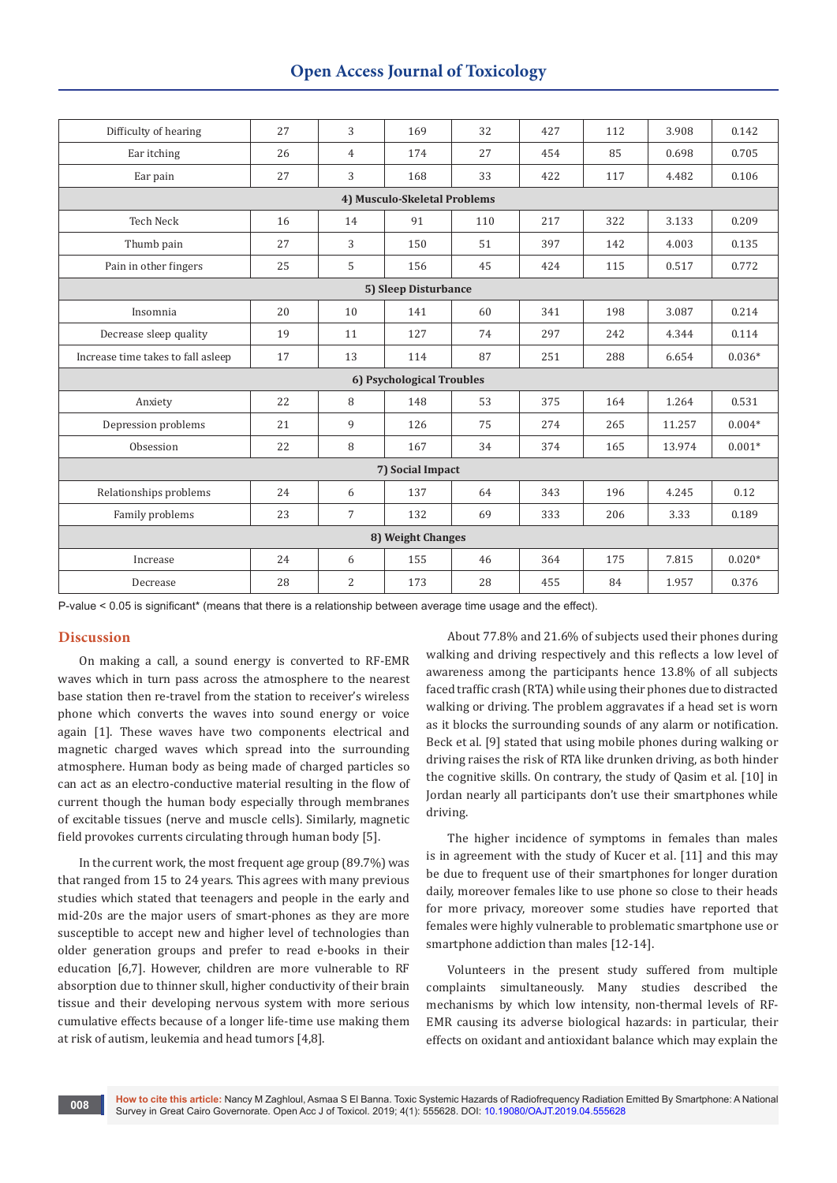| | | | | | | | | |
|---|---|---|---|---|---|---|---|---|
| Difficulty of hearing | 27 | 3 | 169 | 32 | 427 | 112 | 3.908 | 0.142 |
| Ear itching | 26 | 4 | 174 | 27 | 454 | 85 | 0.698 | 0.705 |
| Ear pain | 27 | 3 | 168 | 33 | 422 | 117 | 4.482 | 0.106 |
| **4) Musculo-Skeletal Problems** | | | | | | | | |
| Tech Neck | 16 | 14 | 91 | 110 | 217 | 322 | 3.133 | 0.209 |
| Thumb pain | 27 | 3 | 150 | 51 | 397 | 142 | 4.003 | 0.135 |
| Pain in other fingers | 25 | 5 | 156 | 45 | 424 | 115 | 0.517 | 0.772 |
| **5) Sleep Disturbance** | | | | | | | | |
| Insomnia | 20 | 10 | 141 | 60 | 341 | 198 | 3.087 | 0.214 |
| Decrease sleep quality | 19 | 11 | 127 | 74 | 297 | 242 | 4.344 | 0.114 |
| Increase time takes to fall asleep | 17 | 13 | 114 | 87 | 251 | 288 | 6.654 | 0.036* |
| **6) Psychological Troubles** | | | | | | | | |
| Anxiety | 22 | 8 | 148 | 53 | 375 | 164 | 1.264 | 0.531 |
| Depression problems | 21 | 9 | 126 | 75 | 274 | 265 | 11.257 | 0.004* |
| Obsession | 22 | 8 | 167 | 34 | 374 | 165 | 13.974 | 0.001* |
| **7) Social Impact** | | | | | | | | |
| Relationships problems | 24 | 6 | 137 | 64 | 343 | 196 | 4.245 | 0.12 |
| Family problems | 23 | 7 | 132 | 69 | 333 | 206 | 3.33 | 0.189 |
| **8) Weight Changes** | | | | | | | | |
| Increase | 24 | 6 | 155 | 46 | 364 | 175 | 7.815 | 0.020* |
| Decrease | 28 | 2 | 173 | 28 | 455 | 84 | 1.957 | 0.376 |

P-value < 0.05 is significant* (means that there is a relationship between average time usage and the effect).

## Discussion

On making a call, a sound energy is converted to RF-EMR waves which in turn pass across the atmosphere to the nearest base station then re-travel from the station to receiver's wireless phone which converts the waves into sound energy or voice again [1]. These waves have two components electrical and magnetic charged waves which spread into the surrounding atmosphere. Human body as being made of charged particles so can act as an electro-conductive material resulting in the flow of current though the human body especially through membranes of excitable tissues (nerve and muscle cells). Similarly, magnetic field provokes currents circulating through human body [5].

In the current work, the most frequent age group (89.7%) was that ranged from 15 to 24 years. This agrees with many previous studies which stated that teenagers and people in the early and mid-20s are the major users of smart-phones as they are more susceptible to accept new and higher level of technologies than older generation groups and prefer to read e-books in their education [6,7]. However, children are more vulnerable to RF absorption due to thinner skull, higher conductivity of their brain tissue and their developing nervous system with more serious cumulative effects because of a longer life-time use making them at risk of autism, leukemia and head tumors [4,8].

About 77.8% and 21.6% of subjects used their phones during walking and driving respectively and this reflects a low level of awareness among the participants hence 13.8% of all subjects faced traffic crash (RTA) while using their phones due to distracted walking or driving. The problem aggravates if a head set is worn as it blocks the surrounding sounds of any alarm or notification. Beck et al. [9] stated that using mobile phones during walking or driving raises the risk of RTA like drunken driving, as both hinder the cognitive skills. On contrary, the study of Qasim et al. [10] in Jordan nearly all participants don't use their smartphones while driving.

The higher incidence of symptoms in females than males is in agreement with the study of Kucer et al. [11] and this may be due to frequent use of their smartphones for longer duration daily, moreover females like to use phone so close to their heads for more privacy, moreover some studies have reported that females were highly vulnerable to problematic smartphone use or smartphone addiction than males [12-14].

Volunteers in the present study suffered from multiple complaints simultaneously. Many studies described the mechanisms by which low intensity, non-thermal levels of RF-EMR causing its adverse biological hazards: in particular, their effects on oxidant and antioxidant balance which may explain the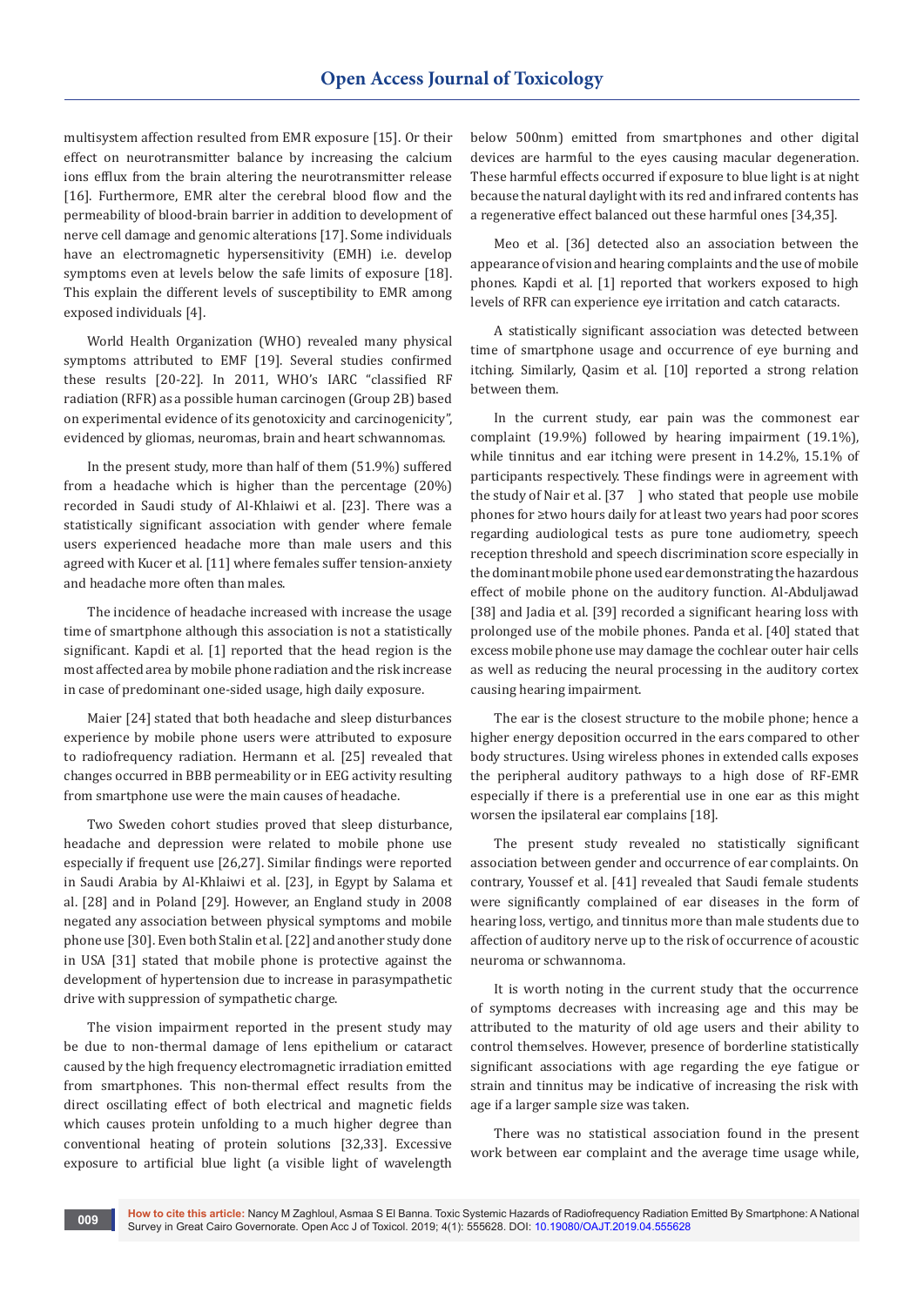multisystem affection resulted from EMR exposure [15]. Or their effect on neurotransmitter balance by increasing the calcium ions efflux from the brain altering the neurotransmitter release [16]. Furthermore, EMR alter the cerebral blood flow and the permeability of blood-brain barrier in addition to development of nerve cell damage and genomic alterations [17]. Some individuals have an electromagnetic hypersensitivity (EMH) i.e. develop symptoms even at levels below the safe limits of exposure [18]. This explain the different levels of susceptibility to EMR among exposed individuals [4].

World Health Organization (WHO) revealed many physical symptoms attributed to EMF [19]. Several studies confirmed these results [20-22]. In 2011, WHO's IARC "classified RF radiation (RFR) as a possible human carcinogen (Group 2B) based on experimental evidence of its genotoxicity and carcinogenicity", evidenced by gliomas, neuromas, brain and heart schwannomas.

In the present study, more than half of them (51.9%) suffered from a headache which is higher than the percentage (20%) recorded in Saudi study of Al-Khlaiwi et al. [23]. There was a statistically significant association with gender where female users experienced headache more than male users and this agreed with Kucer et al. [11] where females suffer tension-anxiety and headache more often than males.

The incidence of headache increased with increase the usage time of smartphone although this association is not a statistically significant. Kapdi et al. [1] reported that the head region is the most affected area by mobile phone radiation and the risk increase in case of predominant one-sided usage, high daily exposure.

Maier [24] stated that both headache and sleep disturbances experience by mobile phone users were attributed to exposure to radiofrequency radiation. Hermann et al. [25] revealed that changes occurred in BBB permeability or in EEG activity resulting from smartphone use were the main causes of headache.

Two Sweden cohort studies proved that sleep disturbance, headache and depression were related to mobile phone use especially if frequent use [26,27]. Similar findings were reported in Saudi Arabia by Al-Khlaiwi et al. [23], in Egypt by Salama et al. [28] and in Poland [29]. However, an England study in 2008 negated any association between physical symptoms and mobile phone use [30]. Even both Stalin et al. [22] and another study done in USA [31] stated that mobile phone is protective against the development of hypertension due to increase in parasympathetic drive with suppression of sympathetic charge.

The vision impairment reported in the present study may be due to non-thermal damage of lens epithelium or cataract caused by the high frequency electromagnetic irradiation emitted from smartphones. This non-thermal effect results from the direct oscillating effect of both electrical and magnetic fields which causes protein unfolding to a much higher degree than conventional heating of protein solutions [32,33]. Excessive exposure to artificial blue light (a visible light of wavelength below 500nm) emitted from smartphones and other digital devices are harmful to the eyes causing macular degeneration. These harmful effects occurred if exposure to blue light is at night because the natural daylight with its red and infrared contents has a regenerative effect balanced out these harmful ones [34,35].

Meo et al. [36] detected also an association between the appearance of vision and hearing complaints and the use of mobile phones. Kapdi et al. [1] reported that workers exposed to high levels of RFR can experience eye irritation and catch cataracts.

A statistically significant association was detected between time of smartphone usage and occurrence of eye burning and itching. Similarly, Qasim et al. [10] reported a strong relation between them.

In the current study, ear pain was the commonest ear complaint (19.9%) followed by hearing impairment (19.1%), while tinnitus and ear itching were present in 14.2%, 15.1% of participants respectively. These findings were in agreement with the study of Nair et al. [37 ] who stated that people use mobile phones for ≥two hours daily for at least two years had poor scores regarding audiological tests as pure tone audiometry, speech reception threshold and speech discrimination score especially in the dominant mobile phone used ear demonstrating the hazardous effect of mobile phone on the auditory function. Al-Abduljawad [38] and Jadia et al. [39] recorded a significant hearing loss with prolonged use of the mobile phones. Panda et al. [40] stated that excess mobile phone use may damage the cochlear outer hair cells as well as reducing the neural processing in the auditory cortex causing hearing impairment.

The ear is the closest structure to the mobile phone; hence a higher energy deposition occurred in the ears compared to other body structures. Using wireless phones in extended calls exposes the peripheral auditory pathways to a high dose of RF-EMR especially if there is a preferential use in one ear as this might worsen the ipsilateral ear complains [18].

The present study revealed no statistically significant association between gender and occurrence of ear complaints. On contrary, Youssef et al. [41] revealed that Saudi female students were significantly complained of ear diseases in the form of hearing loss, vertigo, and tinnitus more than male students due to affection of auditory nerve up to the risk of occurrence of acoustic neuroma or schwannoma.

It is worth noting in the current study that the occurrence of symptoms decreases with increasing age and this may be attributed to the maturity of old age users and their ability to control themselves. However, presence of borderline statistically significant associations with age regarding the eye fatigue or strain and tinnitus may be indicative of increasing the risk with age if a larger sample size was taken.

There was no statistical association found in the present work between ear complaint and the average time usage while,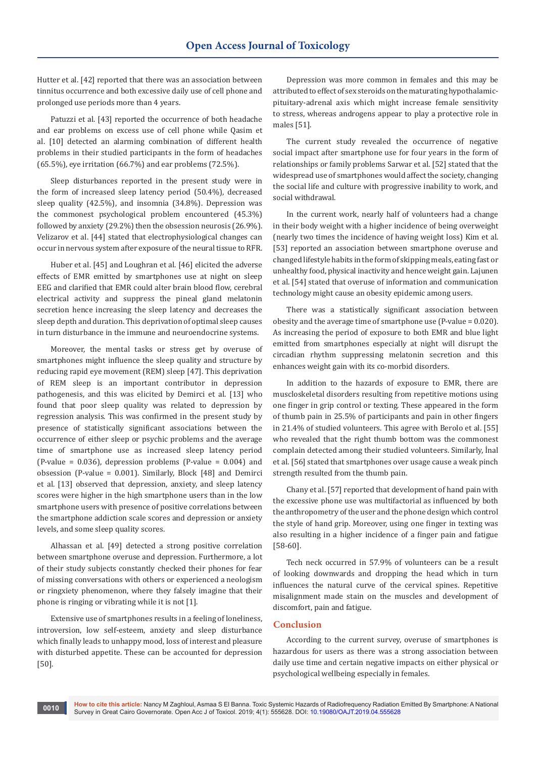Hutter et al. [42] reported that there was an association between tinnitus occurrence and both excessive daily use of cell phone and prolonged use periods more than 4 years.

Patuzzi et al. [43] reported the occurrence of both headache and ear problems on excess use of cell phone while Qasim et al. [10] detected an alarming combination of different health problems in their studied participants in the form of headaches (65.5%), eye irritation (66.7%) and ear problems (72.5%).

Sleep disturbances reported in the present study were in the form of increased sleep latency period (50.4%), decreased sleep quality (42.5%), and insomnia (34.8%). Depression was the commonest psychological problem encountered (45.3%) followed by anxiety (29.2%) then the obsession neurosis (26.9%). Velizarov et al. [44] stated that electrophysiological changes can occur in nervous system after exposure of the neural tissue to RFR.

Huber et al. [45] and Loughran et al. [46] elicited the adverse effects of EMR emitted by smartphones use at night on sleep EEG and clarified that EMR could alter brain blood flow, cerebral electrical activity and suppress the pineal gland melatonin secretion hence increasing the sleep latency and decreases the sleep depth and duration. This deprivation of optimal sleep causes in turn disturbance in the immune and neuroendocrine systems.

Moreover, the mental tasks or stress get by overuse of smartphones might influence the sleep quality and structure by reducing rapid eye movement (REM) sleep [47]. This deprivation of REM sleep is an important contributor in depression pathogenesis, and this was elicited by Demirci et al. [13] who found that poor sleep quality was related to depression by regression analysis. This was confirmed in the present study by presence of statistically significant associations between the occurrence of either sleep or psychic problems and the average time of smartphone use as increased sleep latency period (P-value = 0.036), depression problems (P-value = 0.004) and obsession (P-value = 0.001). Similarly, Block [48] and Demirci et al. [13] observed that depression, anxiety, and sleep latency scores were higher in the high smartphone users than in the low smartphone users with presence of positive correlations between the smartphone addiction scale scores and depression or anxiety levels, and some sleep quality scores.

Alhassan et al. [49] detected a strong positive correlation between smartphone overuse and depression. Furthermore, a lot of their study subjects constantly checked their phones for fear of missing conversations with others or experienced a neologism or ringxiety phenomenon, where they falsely imagine that their phone is ringing or vibrating while it is not [1].

Extensive use of smartphones results in a feeling of loneliness, introversion, low self-esteem, anxiety and sleep disturbance which finally leads to unhappy mood, loss of interest and pleasure with disturbed appetite. These can be accounted for depression [50].

Depression was more common in females and this may be attributed to effect of sex steroids on the maturating hypothalamic-pituitary-adrenal axis which might increase female sensitivity to stress, whereas androgens appear to play a protective role in males [51].

The current study revealed the occurrence of negative social impact after smartphone use for four years in the form of relationships or family problems Sarwar et al. [52] stated that the widespread use of smartphones would affect the society, changing the social life and culture with progressive inability to work, and social withdrawal.

In the current work, nearly half of volunteers had a change in their body weight with a higher incidence of being overweight (nearly two times the incidence of having weight loss) Kim et al. [53] reported an association between smartphone overuse and changed lifestyle habits in the form of skipping meals, eating fast or unhealthy food, physical inactivity and hence weight gain. Lajunen et al. [54] stated that overuse of information and communication technology might cause an obesity epidemic among users.

There was a statistically significant association between obesity and the average time of smartphone use (P-value = 0.020). As increasing the period of exposure to both EMR and blue light emitted from smartphones especially at night will disrupt the circadian rhythm suppressing melatonin secretion and this enhances weight gain with its co-morbid disorders.

In addition to the hazards of exposure to EMR, there are muscloskeletal disorders resulting from repetitive motions using one finger in grip control or texting. These appeared in the form of thumb pain in 25.5% of participants and pain in other fingers in 21.4% of studied volunteers. This agree with Berolo et al. [55] who revealed that the right thumb bottom was the commonest complain detected among their studied volunteers. Similarly, İnal et al. [56] stated that smartphones over usage cause a weak pinch strength resulted from the thumb pain.

Chany et al. [57] reported that development of hand pain with the excessive phone use was multifactorial as influenced by both the anthropometry of the user and the phone design which control the style of hand grip. Moreover, using one finger in texting was also resulting in a higher incidence of a finger pain and fatigue [58-60].

Tech neck occurred in 57.9% of volunteers can be a result of looking downwards and dropping the head which in turn influences the natural curve of the cervical spines. Repetitive misalignment made stain on the muscles and development of discomfort, pain and fatigue.

## Conclusion

According to the current survey, overuse of smartphones is hazardous for users as there was a strong association between daily use time and certain negative impacts on either physical or psychological wellbeing especially in females.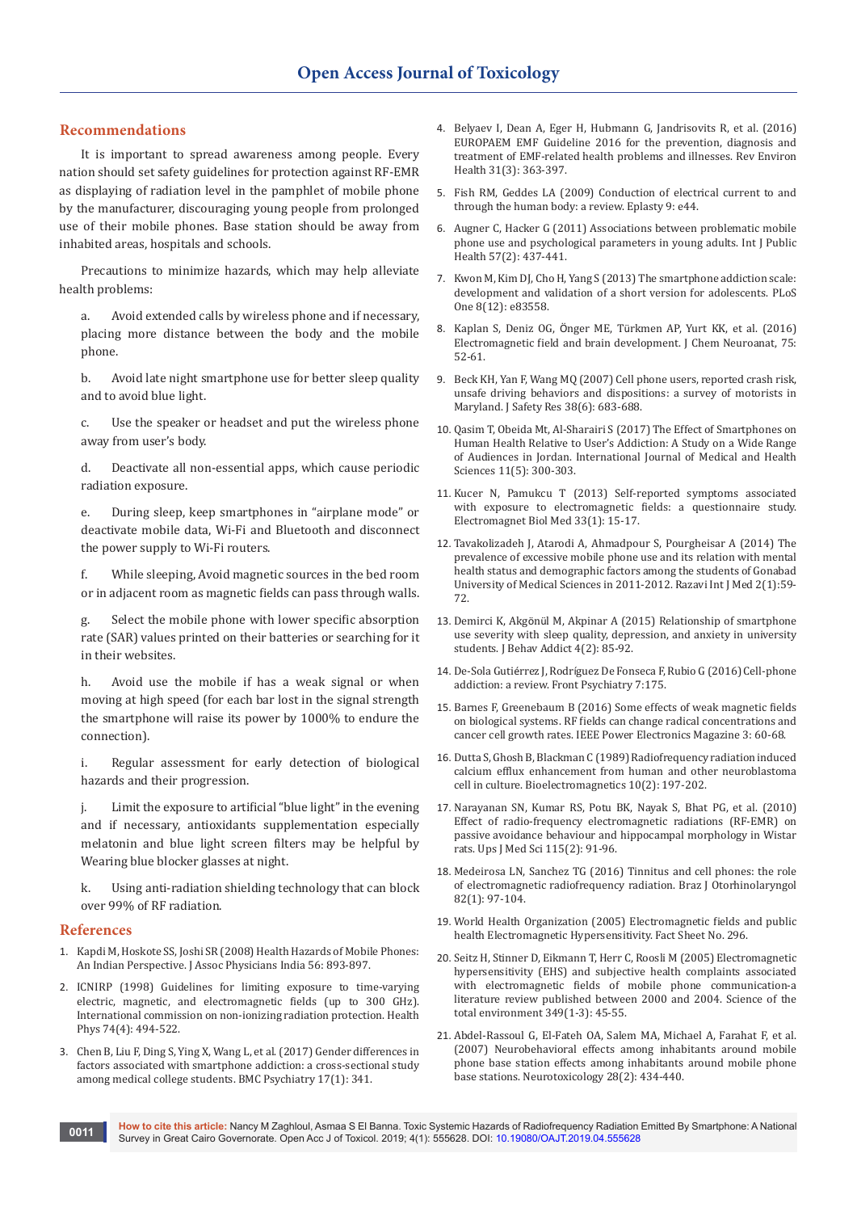## Recommendations

It is important to spread awareness among people. Every nation should set safety guidelines for protection against RF-EMR as displaying of radiation level in the pamphlet of mobile phone by the manufacturer, discouraging young people from prolonged use of their mobile phones. Base station should be away from inhabited areas, hospitals and schools.

Precautions to minimize hazards, which may help alleviate health problems:

a. Avoid extended calls by wireless phone and if necessary, placing more distance between the body and the mobile phone.

b. Avoid late night smartphone use for better sleep quality and to avoid blue light.

c. Use the speaker or headset and put the wireless phone away from user's body.

d. Deactivate all non-essential apps, which cause periodic radiation exposure.

e. During sleep, keep smartphones in "airplane mode" or deactivate mobile data, Wi-Fi and Bluetooth and disconnect the power supply to Wi-Fi routers.

f. While sleeping, Avoid magnetic sources in the bed room or in adjacent room as magnetic fields can pass through walls.

g. Select the mobile phone with lower specific absorption rate (SAR) values printed on their batteries or searching for it in their websites.

h. Avoid use the mobile if has a weak signal or when moving at high speed (for each bar lost in the signal strength the smartphone will raise its power by 1000% to endure the connection).

i. Regular assessment for early detection of biological hazards and their progression.

j. Limit the exposure to artificial "blue light" in the evening and if necessary, antioxidants supplementation especially melatonin and blue light screen filters may be helpful by Wearing blue blocker glasses at night.

k. Using anti-radiation shielding technology that can block over 99% of RF radiation.

## References

1. Kapdi M, Hoskote SS, Joshi SR (2008) Health Hazards of Mobile Phones: An Indian Perspective. J Assoc Physicians India 56: 893-897.
2. ICNIRP (1998) Guidelines for limiting exposure to time-varying electric, magnetic, and electromagnetic fields (up to 300 GHz). International commission on non-ionizing radiation protection. Health Phys 74(4): 494-522.
3. Chen B, Liu F, Ding S, Ying X, Wang L, et al. (2017) Gender differences in factors associated with smartphone addiction: a cross-sectional study among medical college students. BMC Psychiatry 17(1): 341.
4. Belyaev I, Dean A, Eger H, Hubmann G, Jandrisovits R, et al. (2016) EUROPAEM EMF Guideline 2016 for the prevention, diagnosis and treatment of EMF-related health problems and illnesses. Rev Environ Health 31(3): 363-397.
5. Fish RM, Geddes LA (2009) Conduction of electrical current to and through the human body: a review. Eplasty 9: e44.
6. Augner C, Hacker G (2011) Associations between problematic mobile phone use and psychological parameters in young adults. Int J Public Health 57(2): 437-441.
7. Kwon M, Kim DJ, Cho H, Yang S (2013) The smartphone addiction scale: development and validation of a short version for adolescents. PLoS One 8(12): e83558.
8. Kaplan S, Deniz OG, Önger ME, Türkmen AP, Yurt KK, et al. (2016) Electromagnetic field and brain development. J Chem Neuroanat, 75: 52-61.
9. Beck KH, Yan F, Wang MQ (2007) Cell phone users, reported crash risk, unsafe driving behaviors and dispositions: a survey of motorists in Maryland. J Safety Res 38(6): 683-688.
10. Qasim T, Obeida Mt, Al-Sharairi S (2017) The Effect of Smartphones on Human Health Relative to User's Addiction: A Study on a Wide Range of Audiences in Jordan. International Journal of Medical and Health Sciences 11(5): 300-303.
11. Kucer N, Pamukcu T (2013) Self-reported symptoms associated with exposure to electromagnetic fields: a questionnaire study. Electromagnet Biol Med 33(1): 15-17.
12. Tavakolizadeh J, Atarodi A, Ahmadpour S, Pourgheisar A (2014) The prevalence of excessive mobile phone use and its relation with mental health status and demographic factors among the students of Gonabad University of Medical Sciences in 2011-2012. Razavi Int J Med 2(1):59-72.
13. Demirci K, Akgönül M, Akpinar A (2015) Relationship of smartphone use severity with sleep quality, depression, and anxiety in university students. J Behav Addict 4(2): 85-92.
14. De-Sola Gutiérrez J, Rodríguez De Fonseca F, Rubio G (2016) Cell-phone addiction: a review. Front Psychiatry 7:175.
15. Barnes F, Greenebaum B (2016) Some effects of weak magnetic fields on biological systems. RF fields can change radical concentrations and cancer cell growth rates. IEEE Power Electronics Magazine 3: 60-68.
16. Dutta S, Ghosh B, Blackman C (1989) Radiofrequency radiation induced calcium efflux enhancement from human and other neuroblastoma cell in culture. Bioelectromagnetics 10(2): 197-202.
17. Narayanan SN, Kumar RS, Potu BK, Nayak S, Bhat PG, et al. (2010) Effect of radio-frequency electromagnetic radiations (RF-EMR) on passive avoidance behaviour and hippocampal morphology in Wistar rats. Ups J Med Sci 115(2): 91-96.
18. Medeirosa LN, Sanchez TG (2016) Tinnitus and cell phones: the role of electromagnetic radiofrequency radiation. Braz J Otorhinolaryngol 82(1): 97-104.
19. World Health Organization (2005) Electromagnetic fields and public health Electromagnetic Hypersensitivity. Fact Sheet No. 296.
20. Seitz H, Stinner D, Eikmann T, Herr C, Roosli M (2005) Electromagnetic hypersensitivity (EHS) and subjective health complaints associated with electromagnetic fields of mobile phone communication-a literature review published between 2000 and 2004. Science of the total environment 349(1-3): 45-55.
21. Abdel-Rassoul G, El-Fateh OA, Salem MA, Michael A, Farahat F, et al. (2007) Neurobehavioral effects among inhabitants around mobile phone base station effects among inhabitants around mobile phone base stations. Neurotoxicology 28(2): 434-440.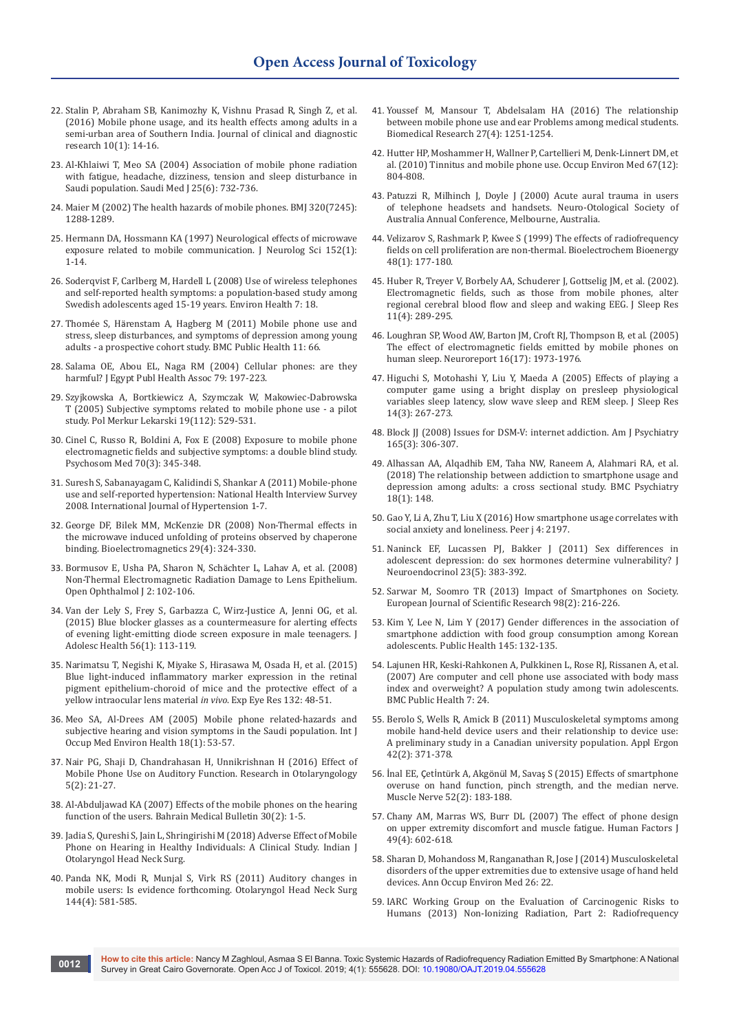22. Stalin P, Abraham SB, Kanimozhy K, Vishnu Prasad R, Singh Z, et al. (2016) Mobile phone usage, and its health effects among adults in a semi-urban area of Southern India. Journal of clinical and diagnostic research 10(1): 14-16.
23. Al-Khlaiwi T, Meo SA (2004) Association of mobile phone radiation with fatigue, headache, dizziness, tension and sleep disturbance in Saudi population. Saudi Med J 25(6): 732-736.
24. Maier M (2002) The health hazards of mobile phones. BMJ 320(7245): 1288-1289.
25. Hermann DA, Hossmann KA (1997) Neurological effects of microwave exposure related to mobile communication. J Neurolog Sci 152(1): 1-14.
26. Soderqvist F, Carlberg M, Hardell L (2008) Use of wireless telephones and self-reported health symptoms: a population-based study among Swedish adolescents aged 15-19 years. Environ Health 7: 18.
27. Thomée S, Härenstam A, Hagberg M (2011) Mobile phone use and stress, sleep disturbances, and symptoms of depression among young adults - a prospective cohort study. BMC Public Health 11: 66.
28. Salama OE, Abou EL, Naga RM (2004) Cellular phones: are they harmful? J Egypt Publ Health Assoc 79: 197-223.
29. Szyjkowska A, Bortkiewicz A, Szymczak W, Makowiec-Dabrowska T (2005) Subjective symptoms related to mobile phone use - a pilot study. Pol Merkur Lekarski 19(112): 529-531.
30. Cinel C, Russo R, Boldini A, Fox E (2008) Exposure to mobile phone electromagnetic fields and subjective symptoms: a double blind study. Psychosom Med 70(3): 345-348.
31. Suresh S, Sabanayagam C, Kalidindi S, Shankar A (2011) Mobile-phone use and self-reported hypertension: National Health Interview Survey 2008. International Journal of Hypertension 1-7.
32. George DF, Bilek MM, McKenzie DR (2008) Non-Thermal effects in the microwave induced unfolding of proteins observed by chaperone binding. Bioelectromagnetics 29(4): 324-330.
33. Bormusov E, Usha PA, Sharon N, Schächter L, Lahav A, et al. (2008) Non-Thermal Electromagnetic Radiation Damage to Lens Epithelium. Open Ophthalmol J 2: 102-106.
34. Van der Lely S, Frey S, Garbazza C, Wirz-Justice A, Jenni OG, et al. (2015) Blue blocker glasses as a countermeasure for alerting effects of evening light-emitting diode screen exposure in male teenagers. J Adolesc Health 56(1): 113-119.
35. Narimatsu T, Negishi K, Miyake S, Hirasawa M, Osada H, et al. (2015) Blue light-induced inflammatory marker expression in the retinal pigment epithelium-choroid of mice and the protective effect of a yellow intraocular lens material *in vivo*. Exp Eye Res 132: 48-51.
36. Meo SA, Al-Drees AM (2005) Mobile phone related-hazards and subjective hearing and vision symptoms in the Saudi population. Int J Occup Med Environ Health 18(1): 53-57.
37. Nair PG, Shaji D, Chandrahasan H, Unnikrishnan H (2016) Effect of Mobile Phone Use on Auditory Function. Research in Otolaryngology 5(2): 21-27.
38. Al-Abduljawad KA (2007) Effects of the mobile phones on the hearing function of the users. Bahrain Medical Bulletin 30(2): 1-5.
39. Jadia S, Qureshi S, Jain L, Shringirishi M (2018) Adverse Effect of Mobile Phone on Hearing in Healthy Individuals: A Clinical Study. Indian J Otolaryngol Head Neck Surg.
40. Panda NK, Modi R, Munjal S, Virk RS (2011) Auditory changes in mobile users: Is evidence forthcoming. Otolaryngol Head Neck Surg 144(4): 581-585.
41. Youssef M, Mansour T, Abdelsalam HA (2016) The relationship between mobile phone use and ear Problems among medical students. Biomedical Research 27(4): 1251-1254.
42. Hutter HP, Moshammer H, Wallner P, Cartellieri M, Denk-Linnert DM, et al. (2010) Tinnitus and mobile phone use. Occup Environ Med 67(12): 804-808.
43. Patuzzi R, Milhinch J, Doyle J (2000) Acute aural trauma in users of telephone headsets and handsets. Neuro-Otological Society of Australia Annual Conference, Melbourne, Australia.
44. Velizarov S, Rashmark P, Kwee S (1999) The effects of radiofrequency fields on cell proliferation are non-thermal. Bioelectrochem Bioenergy 48(1): 177-180.
45. Huber R, Treyer V, Borbely AA, Schuderer J, Gottselig JM, et al. (2002). Electromagnetic fields, such as those from mobile phones, alter regional cerebral blood flow and sleep and waking EEG. J Sleep Res 11(4): 289-295.
46. Loughran SP, Wood AW, Barton JM, Croft RJ, Thompson B, et al. (2005) The effect of electromagnetic fields emitted by mobile phones on human sleep. Neuroreport 16(17): 1973-1976.
47. Higuchi S, Motohashi Y, Liu Y, Maeda A (2005) Effects of playing a computer game using a bright display on presleep physiological variables sleep latency, slow wave sleep and REM sleep. J Sleep Res 14(3): 267-273.
48. Block JJ (2008) Issues for DSM-V: internet addiction. Am J Psychiatry 165(3): 306-307.
49. Alhassan AA, Alqadhib EM, Taha NW, Raneem A, Alahmari RA, et al. (2018) The relationship between addiction to smartphone usage and depression among adults: a cross sectional study. BMC Psychiatry 18(1): 148.
50. Gao Y, Li A, Zhu T, Liu X (2016) How smartphone usage correlates with social anxiety and loneliness. Peer j 4: 2197.
51. Naninck EF, Lucassen PJ, Bakker J (2011) Sex differences in adolescent depression: do sex hormones determine vulnerability? J Neuroendocrinol 23(5): 383-392.
52. Sarwar M, Soomro TR (2013) Impact of Smartphones on Society. European Journal of Scientific Research 98(2): 216-226.
53. Kim Y, Lee N, Lim Y (2017) Gender differences in the association of smartphone addiction with food group consumption among Korean adolescents. Public Health 145: 132-135.
54. Lajunen HR, Keski-Rahkonen A, Pulkkinen L, Rose RJ, Rissanen A, et al. (2007) Are computer and cell phone use associated with body mass index and overweight? A population study among twin adolescents. BMC Public Health 7: 24.
55. Berolo S, Wells R, Amick B (2011) Musculoskeletal symptoms among mobile hand-held device users and their relationship to device use: A preliminary study in a Canadian university population. Appl Ergon 42(2): 371-378.
56. İnal EE, Çetintürk A, Akgönül M, Savaş S (2015) Effects of smartphone overuse on hand function, pinch strength, and the median nerve. Muscle Nerve 52(2): 183-188.
57. Chany AM, Marras WS, Burr DL (2007) The effect of phone design on upper extremity discomfort and muscle fatigue. Human Factors J 49(4): 602-618.
58. Sharan D, Mohandoss M, Ranganathan R, Jose J (2014) Musculoskeletal disorders of the upper extremities due to extensive usage of hand held devices. Ann Occup Environ Med 26: 22.
59. IARC Working Group on the Evaluation of Carcinogenic Risks to Humans (2013) Non-Ionizing Radiation, Part 2: Radiofrequency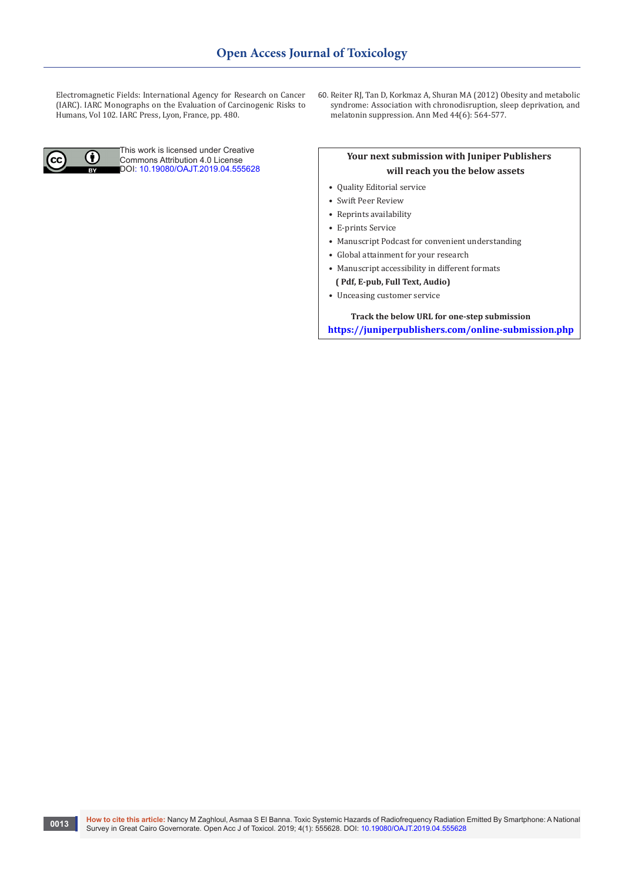Electromagnetic Fields: International Agency for Research on Cancer (IARC). IARC Monographs on the Evaluation of Carcinogenic Risks to Humans, Vol 102. IARC Press, Lyon, France, pp. 480.

60. Reiter RJ, Tan D, Korkmaz A, Shuran MA (2012) Obesity and metabolic syndrome: Association with chronodisruption, sleep deprivation, and melatonin suppression. Ann Med 44(6): 564-577.

This work is licensed under Creative Commons Attribution 4.0 License
DOI: 10.19080/OAJT.2019.04.555628

**Your next submission with Juniper Publishers will reach you the below assets**

- Quality Editorial service
- Swift Peer Review
- Reprints availability
- E-prints Service
- Manuscript Podcast for convenient understanding
- Global attainment for your research
- Manuscript accessibility in different formats
  **( Pdf, E-pub, Full Text, Audio)**
- Unceasing customer service

**Track the below URL for one-step submission**
**https://juniperpublishers.com/online-submission.php**

**How to cite this article:** Nancy M Zaghloul, Asmaa S El Banna. Toxic Systemic Hazards of Radiofrequency Radiation Emitted By Smartphone: A National Survey in Great Cairo Governorate. Open Acc J of Toxicol. 2019; 4(1): 555628. DOI: 10.19080/OAJT.2019.04.555628